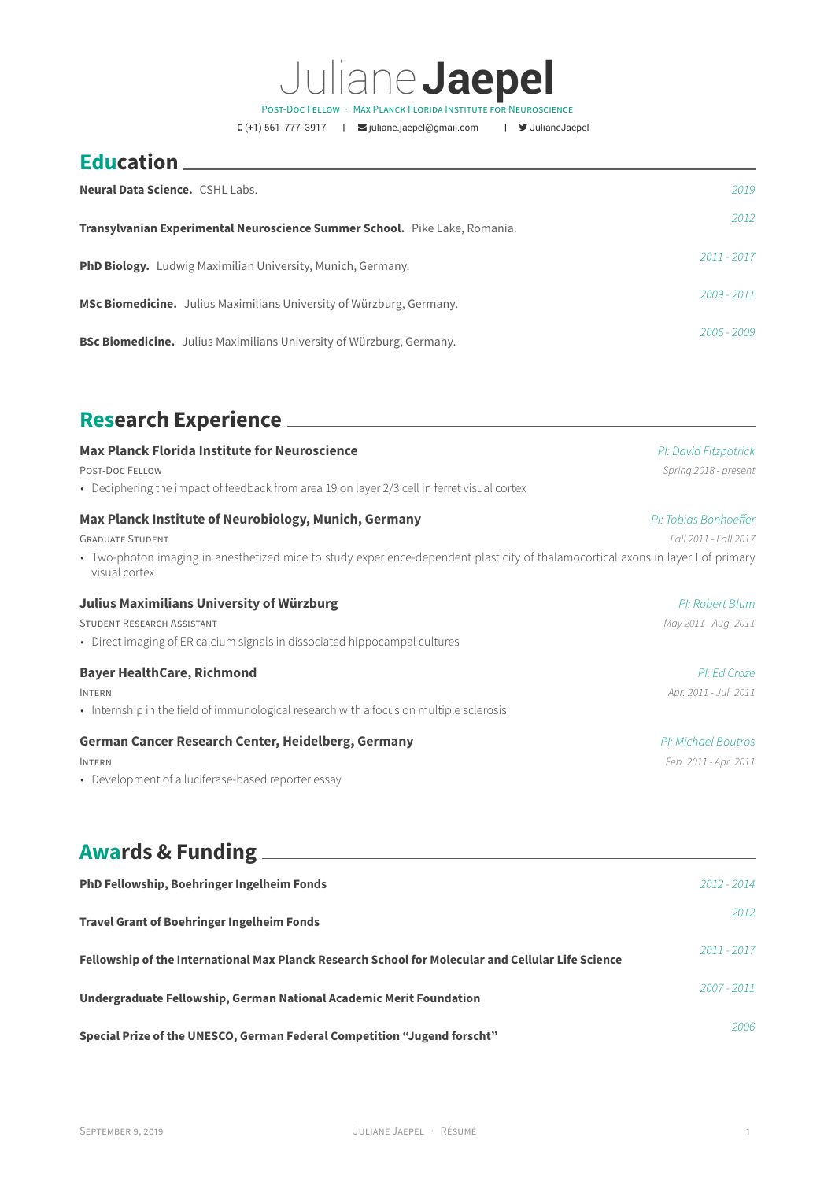# Juliane **Jaepel**

Post-Doc Fellow · Max Planck Florida Institute for Neuroscience

(+1) 561-777-3917 | juliane.jaepel@gmail.com | JulianeJaepel

## Education

**Neural Data Science.** CSHL Labs. *2019*

**Transylvanian Experimental Neuroscience Summer School.** Pike Lake, Romania. *2012*

**PhD Biology.** Ludwig Maximilian University, Munich, Germany. *2011 - 2017*

**MSc Biomedicine.** Julius Maximilians University of Würzburg, Germany. *2009 - 2011*

**BSc Biomedicine.** Julius Maximilians University of Würzburg, Germany. *2006 - 2009*

## Research Experience

**Max Planck Florida Institute for Neuroscience** *PI: David Fitzpatrick*

Post-Doc Fellow *Spring 2018 - present*

- Deciphering the impact of feedback from area 19 on layer 2/3 cell in ferret visual cortex

**Max Planck Institute of Neurobiology, Munich, Germany** *PI: Tobias Bonhoeffer*

Graduate Student *Fall 2011 - Fall 2017*

- Two-photon imaging in anesthetized mice to study experience-dependent plasticity of thalamocortical axons in layer I of primary visual cortex

**Julius Maximilians University of Würzburg** *PI: Robert Blum*

Student Research Assistant *May 2011 - Aug. 2011*

- Direct imaging of ER calcium signals in dissociated hippocampal cultures

**Bayer HealthCare, Richmond** *PI: Ed Croze*

Intern *Apr. 2011 - Jul. 2011*

- Internship in the field of immunological research with a focus on multiple sclerosis

**German Cancer Research Center, Heidelberg, Germany** *PI: Michael Boutros*

Intern *Feb. 2011 - Apr. 2011*

- Development of a luciferase-based reporter essay

## Awards & Funding

**PhD Fellowship, Boehringer Ingelheim Fonds** *2012 - 2014*

**Travel Grant of Boehringer Ingelheim Fonds** *2012*

**Fellowship of the International Max Planck Research School for Molecular and Cellular Life Science** *2011 - 2017*

**Undergraduate Fellowship, German National Academic Merit Foundation** *2007 - 2011*

**Special Prize of the UNESCO, German Federal Competition "Jugend forscht"** *2006*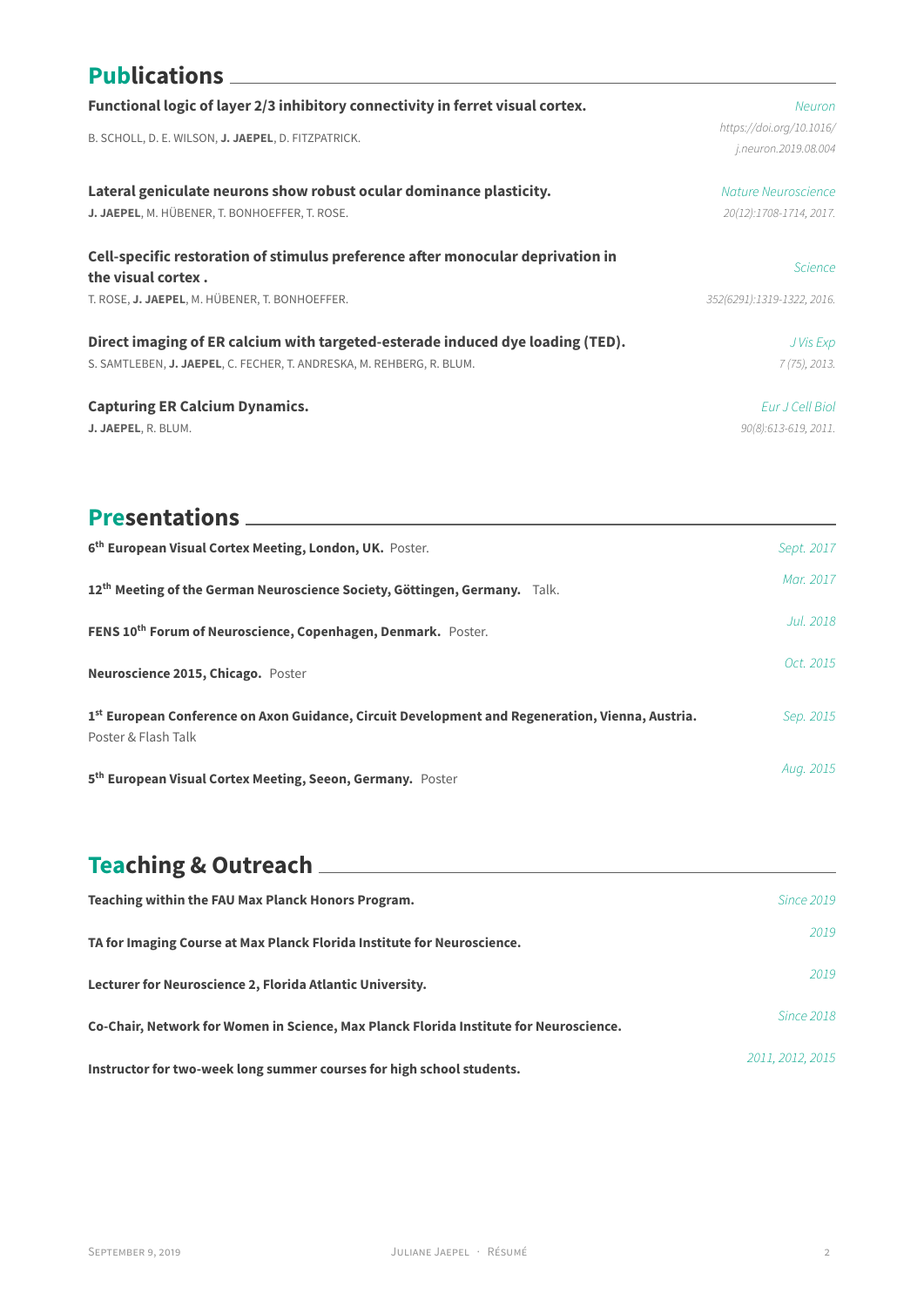## Publications

**Functional logic of layer 2/3 inhibitory connectivity in ferret visual cortex.**
B. SCHOLL, D. E. WILSON, **J. JAEPEL**, D. FITZPATRICK.
*Neuron*
*https://doi.org/10.1016/j.neuron.2019.08.004*

**Lateral geniculate neurons show robust ocular dominance plasticity.**
**J. JAEPEL**, M. HÜBENER, T. BONHOEFFER, T. ROSE.
*Nature Neuroscience*
*20(12):1708-1714, 2017.*

**Cell-specific restoration of stimulus preference after monocular deprivation in the visual cortex .**
T. ROSE, **J. JAEPEL**, M. HÜBENER, T. BONHOEFFER.
*Science*
*352(6291):1319-1322, 2016.*

**Direct imaging of ER calcium with targeted-esterade induced dye loading (TED).**
S. SAMTLEBEN, **J. JAEPEL**, C. FECHER, T. ANDRESKA, M. REHBERG, R. BLUM.
*J Vis Exp*
*7 (75), 2013.*

**Capturing ER Calcium Dynamics.**
**J. JAEPEL**, R. BLUM.
*Eur J Cell Biol*
*90(8):613-619, 2011.*

## Presentations

**6th European Visual Cortex Meeting, London, UK.** Poster. *Sept. 2017*

**12th Meeting of the German Neuroscience Society, Göttingen, Germany.** Talk. *Mar. 2017*

**FENS 10th Forum of Neuroscience, Copenhagen, Denmark.** Poster. *Jul. 2018*

**Neuroscience 2015, Chicago.** Poster *Oct. 2015*

**1st European Conference on Axon Guidance, Circuit Development and Regeneration, Vienna, Austria.** Poster & Flash Talk *Sep. 2015*

**5th European Visual Cortex Meeting, Seeon, Germany.** Poster *Aug. 2015*

## Teaching & Outreach

**Teaching within the FAU Max Planck Honors Program.** *Since 2019*

**TA for Imaging Course at Max Planck Florida Institute for Neuroscience.** *2019*

**Lecturer for Neuroscience 2, Florida Atlantic University.** *2019*

**Co-Chair, Network for Women in Science, Max Planck Florida Institute for Neuroscience.** *Since 2018*

**Instructor for two-week long summer courses for high school students.** *2011, 2012, 2015*